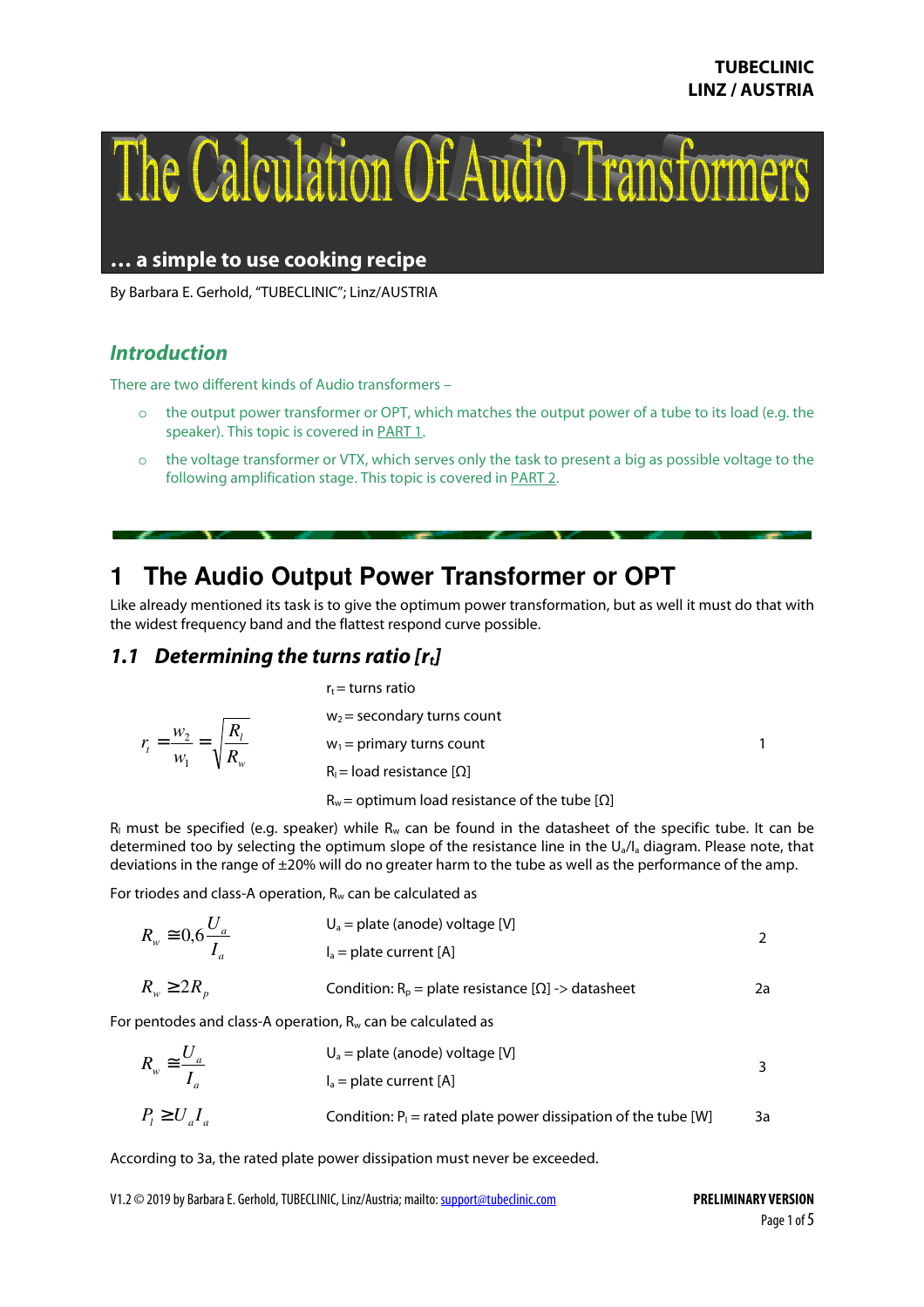TUBECLINIC
LINZ / AUSTRIA

# The Calculation Of Audio Transformers

**… a simple to use cooking recipe**

By Barbara E. Gerhold, "TUBECLINIC"; Linz/AUSTRIA

## *Introduction*

There are two different kinds of Audio transformers –

- the output power transformer or OPT, which matches the output power of a tube to its load (e.g. the speaker). This topic is covered in PART 1.
- the voltage transformer or VTX, which serves only the task to present a big as possible voltage to the following amplification stage. This topic is covered in PART 2.

# 1 The Audio Output Power Transformer or OPT

Like already mentioned its task is to give the optimum power transformation, but as well it must do that with the widest frequency band and the flattest respond curve possible.

## *1.1 Determining the turns ratio [$r_t$]*

$$r_t = \frac{w_2}{w_1} = \sqrt{\frac{R_l}{R_w}} \qquad (1)$$

$r_t$ = turns ratio
$w_2$ = secondary turns count
$w_1$ = primary turns count
$R_l$ = load resistance [Ω]
$R_w$ = optimum load resistance of the tube [Ω]

$R_l$ must be specified (e.g. speaker) while $R_w$ can be found in the datasheet of the specific tube. It can be determined too by selecting the optimum slope of the resistance line in the $U_a/I_a$ diagram. Please note, that deviations in the range of ±20% will do no greater harm to the tube as well as the performance of the amp.

For triodes and class-A operation, $R_w$ can be calculated as

$$R_w \cong 0{,}6\frac{U_a}{I_a} \qquad (2)$$

$U_a$ = plate (anode) voltage [V]
$I_a$ = plate current [A]

$$R_w \geq 2R_p \qquad (2a)$$

Condition: $R_p$ = plate resistance [Ω] -> datasheet

For pentodes and class-A operation, $R_w$ can be calculated as

$$R_w \cong \frac{U_a}{I_a} \qquad (3)$$

$U_a$ = plate (anode) voltage [V]
$I_a$ = plate current [A]

$$P_l \geq U_a I_a \qquad (3a)$$

Condition: $P_l$ = rated plate power dissipation of the tube [W]

According to 3a, the rated plate power dissipation must never be exceeded.

V1.2 © 2019 by Barbara E. Gerhold, TUBECLINIC, Linz/Austria; mailto: support@tubeclinic.com — **PRELIMINARY VERSION**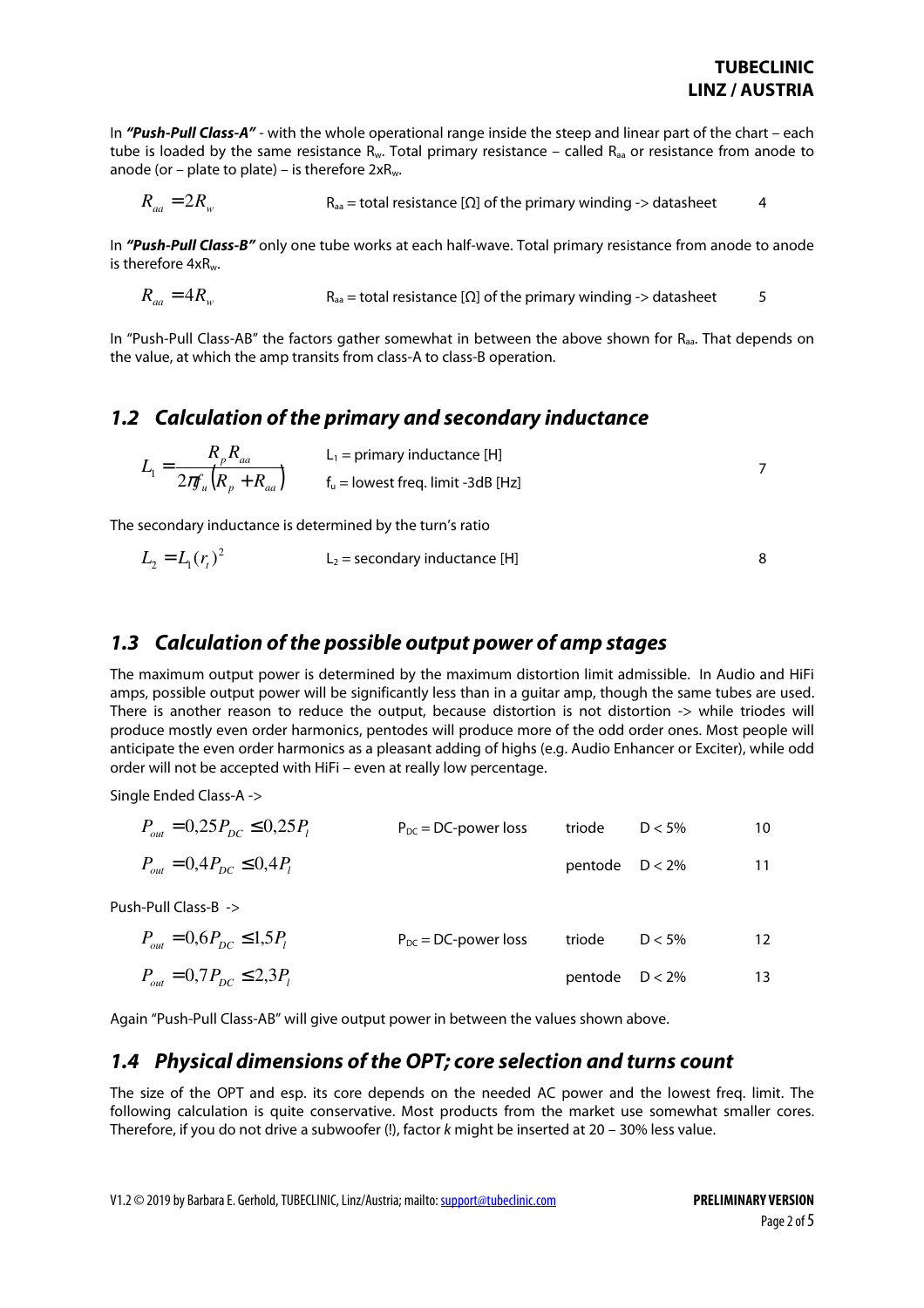In ***"Push-Pull Class-A"*** - with the whole operational range inside the steep and linear part of the chart – each tube is loaded by the same resistance $R_w$. Total primary resistance – called $R_{aa}$ or resistance from anode to anode (or – plate to plate) – is therefore $2xR_w$.

$$R_{aa} = 2R_w \qquad R_{aa} = \text{total resistance } [\Omega] \text{ of the primary winding -> datasheet} \qquad 4$$

In ***"Push-Pull Class-B"*** only one tube works at each half-wave. Total primary resistance from anode to anode is therefore $4xR_w$.

$$R_{aa} = 4R_w \qquad R_{aa} = \text{total resistance } [\Omega] \text{ of the primary winding -> datasheet} \qquad 5$$

In "Push-Pull Class-AB" the factors gather somewhat in between the above shown for $R_{aa}$. That depends on the value, at which the amp transits from class-A to class-B operation.

## *1.2 Calculation of the primary and secondary inductance*

$$L_1 = \frac{R_p R_{aa}}{2\pi f_u (R_p + R_{aa})} \qquad \begin{array}{l} L_1 = \text{primary inductance [H]} \\ f_u = \text{lowest freq. limit -3dB [Hz]} \end{array} \qquad 7$$

The secondary inductance is determined by the turn's ratio

$$L_2 = L_1 (r_t)^2 \qquad L_2 = \text{secondary inductance [H]} \qquad 8$$

## *1.3 Calculation of the possible output power of amp stages*

The maximum output power is determined by the maximum distortion limit admissible. In Audio and HiFi amps, possible output power will be significantly less than in a guitar amp, though the same tubes are used. There is another reason to reduce the output, because distortion is not distortion -> while triodes will produce mostly even order harmonics, pentodes will produce more of the odd order ones. Most people will anticipate the even order harmonics as a pleasant adding of highs (e.g. Audio Enhancer or Exciter), while odd order will not be accepted with HiFi – even at really low percentage.

Single Ended Class-A ->

$$P_{out} = 0{,}25 P_{DC} \leq 0{,}25 P_l \qquad P_{DC} = \text{DC-power loss} \qquad \text{triode} \qquad D < 5\% \qquad 10$$

$$P_{out} = 0{,}4 P_{DC} \leq 0{,}4 P_l \qquad \text{pentode} \qquad D < 2\% \qquad 11$$

Push-Pull Class-B ->

$$P_{out} = 0{,}6 P_{DC} \leq 1{,}5 P_l \qquad P_{DC} = \text{DC-power loss} \qquad \text{triode} \qquad D < 5\% \qquad 12$$

$$P_{out} = 0{,}7 P_{DC} \leq 2{,}3 P_l \qquad \text{pentode} \qquad D < 2\% \qquad 13$$

Again "Push-Pull Class-AB" will give output power in between the values shown above.

## *1.4 Physical dimensions of the OPT; core selection and turns count*

The size of the OPT and esp. its core depends on the needed AC power and the lowest freq. limit. The following calculation is quite conservative. Most products from the market use somewhat smaller cores. Therefore, if you do not drive a subwoofer (!), factor *k* might be inserted at 20 – 30% less value.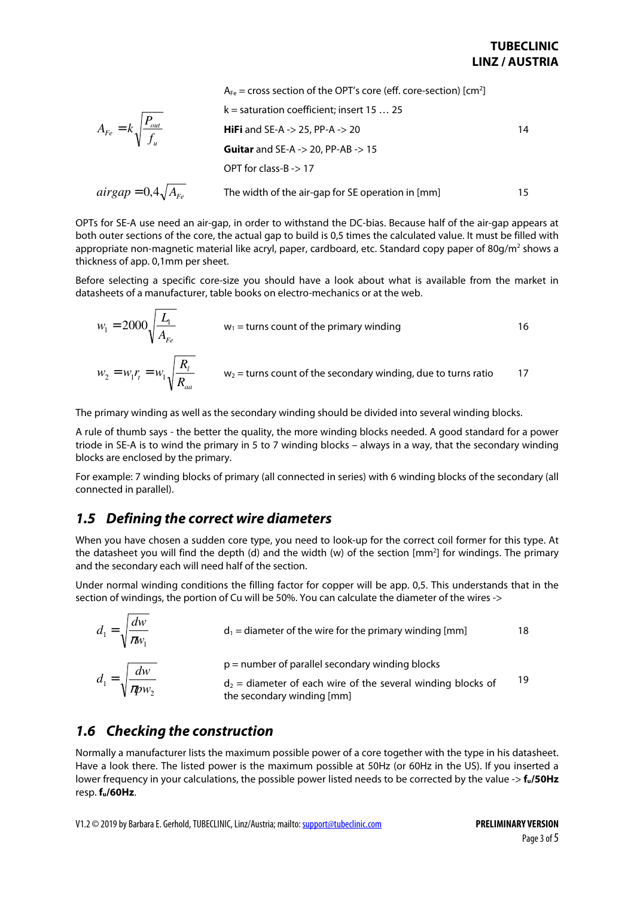$$A_{Fe} = k\sqrt{\frac{P_{out}}{f_u}}$$

$A_{Fe}$ = cross section of the OPT's core (eff. core-section) [cm²]

k = saturation coefficient; insert 15 … 25

**HiFi** and SE-A -> 25, PP-A -> 20 (14)

**Guitar** and SE-A -> 20, PP-AB -> 15

OPT for class-B -> 17

$$airgap = 0{,}4\sqrt{A_{Fe}}$$

The width of the air-gap for SE operation in [mm] (15)

OPTs for SE-A use need an air-gap, in order to withstand the DC-bias. Because half of the air-gap appears at both outer sections of the core, the actual gap to build is 0,5 times the calculated value. It must be filled with appropriate non-magnetic material like acryl, paper, cardboard, etc. Standard copy paper of 80g/m² shows a thickness of app. 0,1mm per sheet.

Before selecting a specific core-size you should have a look about what is available from the market in datasheets of a manufacturer, table books on electro-mechanics or at the web.

$$w_1 = 2000\sqrt{\frac{L_1}{A_{Fe}}}$$

$w_1$ = turns count of the primary winding (16)

$$w_2 = w_1 r_t = w_1\sqrt{\frac{R_l}{R_{aa}}}$$

$w_2$ = turns count of the secondary winding, due to turns ratio (17)

The primary winding as well as the secondary winding should be divided into several winding blocks.

A rule of thumb says - the better the quality, the more winding blocks needed. A good standard for a power triode in SE-A is to wind the primary in 5 to 7 winding blocks – always in a way, that the secondary winding blocks are enclosed by the primary.

For example: 7 winding blocks of primary (all connected in series) with 6 winding blocks of the secondary (all connected in parallel).

## 1.5 Defining the correct wire diameters

When you have chosen a sudden core type, you need to look-up for the correct coil former for this type. At the datasheet you will find the depth (d) and the width (w) of the section [mm²] for windings. The primary and the secondary each will need half of the section.

Under normal winding conditions the filling factor for copper will be app. 0,5. This understands that in the section of windings, the portion of Cu will be 50%. You can calculate the diameter of the wires ->

$$d_1 = \sqrt{\frac{dw}{\pi w_1}}$$

$d_1$ = diameter of the wire for the primary winding [mm] (18)

$$d_1 = \sqrt{\frac{dw}{\pi p w_2}}$$

p = number of parallel secondary winding blocks

$d_2$ = diameter of each wire of the several winding blocks of the secondary winding [mm] (19)

## 1.6 Checking the construction

Normally a manufacturer lists the maximum possible power of a core together with the type in his datasheet. Have a look there. The listed power is the maximum possible at 50Hz (or 60Hz in the US). If you inserted a lower frequency in your calculations, the possible power listed needs to be corrected by the value -> **$f_u$/50Hz** resp. **$f_u$/60Hz**.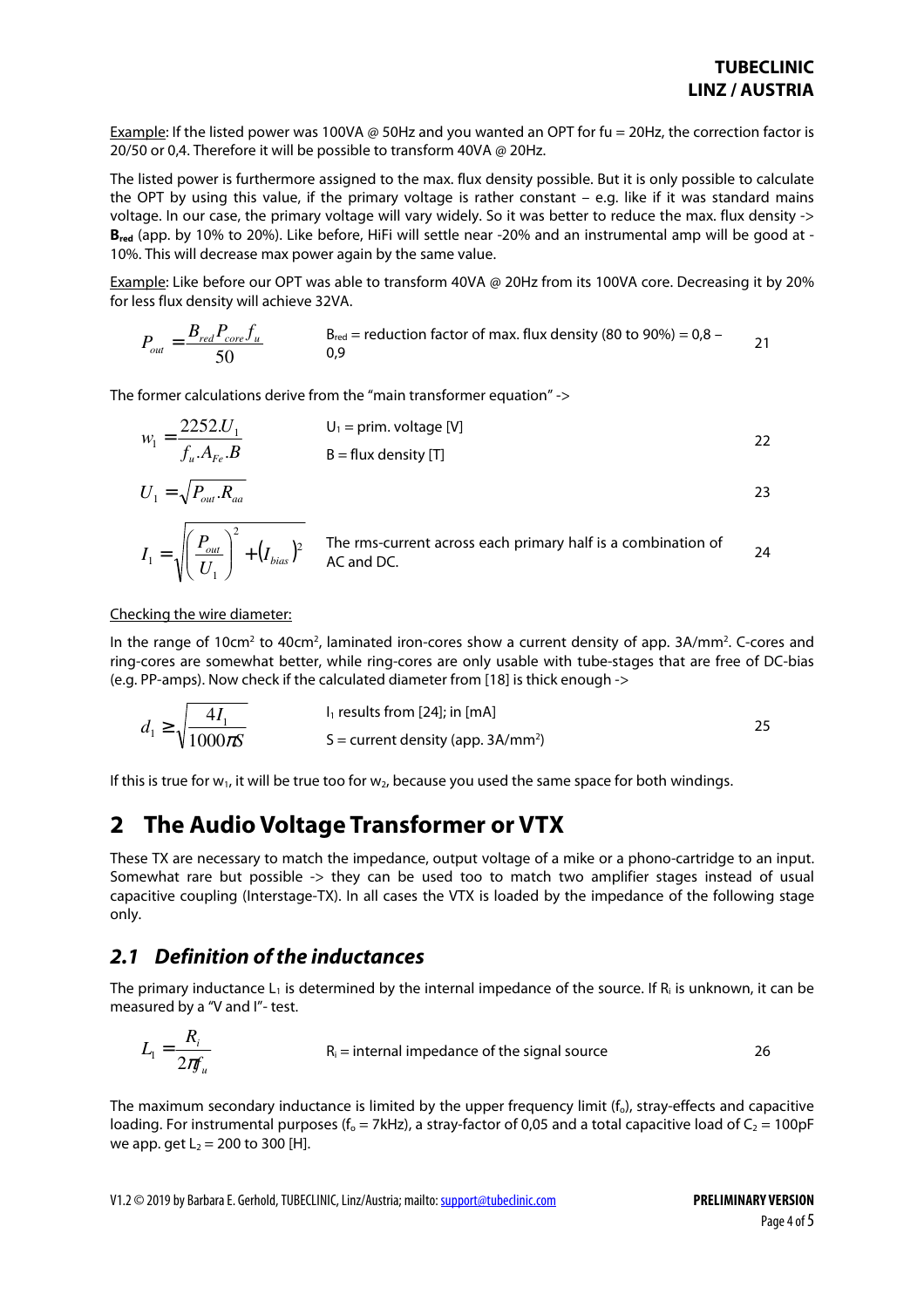Example: If the listed power was 100VA @ 50Hz and you wanted an OPT for fu = 20Hz, the correction factor is 20/50 or 0,4. Therefore it will be possible to transform 40VA @ 20Hz.

The listed power is furthermore assigned to the max. flux density possible. But it is only possible to calculate the OPT by using this value, if the primary voltage is rather constant – e.g. like if it was standard mains voltage. In our case, the primary voltage will vary widely. So it was better to reduce the max. flux density -> $\mathbf{B_{red}}$ (app. by 10% to 20%). Like before, HiFi will settle near -20% and an instrumental amp will be good at -10%. This will decrease max power again by the same value.

Example: Like before our OPT was able to transform 40VA @ 20Hz from its 100VA core. Decreasing it by 20% for less flux density will achieve 32VA.

$$P_{out} = \frac{B_{red} P_{core} f_u}{50} \qquad (21)$$

$B_{red}$ = reduction factor of max. flux density (80 to 90%) = 0,8 – 0,9

The former calculations derive from the "main transformer equation" ->

$$w_1 = \frac{2252.U_1}{f_u.A_{Fe}.B} \qquad (22)$$

$U_1$ = prim. voltage [V]
B = flux density [T]

$$U_1 = \sqrt{P_{out}.R_{aa}} \qquad (23)$$

$$I_1 = \sqrt{\left(\frac{P_{out}}{U_1}\right)^2 + (I_{bias})^2} \qquad (24)$$

The rms-current across each primary half is a combination of AC and DC.

Checking the wire diameter:

In the range of 10cm² to 40cm², laminated iron-cores show a current density of app. 3A/mm². C-cores and ring-cores are somewhat better, while ring-cores are only usable with tube-stages that are free of DC-bias (e.g. PP-amps). Now check if the calculated diameter from [18] is thick enough ->

$$d_1 \geq \sqrt{\frac{4I_1}{1000\pi S}} \qquad (25)$$

$I_1$ results from [24]; in [mA]
S = current density (app. 3A/mm²)

If this is true for $w_1$, it will be true too for $w_2$, because you used the same space for both windings.

# 2 The Audio Voltage Transformer or VTX

These TX are necessary to match the impedance, output voltage of a mike or a phono-cartridge to an input. Somewhat rare but possible -> they can be used too to match two amplifier stages instead of usual capacitive coupling (Interstage-TX). In all cases the VTX is loaded by the impedance of the following stage only.

## *2.1 Definition of the inductances*

The primary inductance $L_1$ is determined by the internal impedance of the source. If $R_i$ is unknown, it can be measured by a "V and I"- test.

$$L_1 = \frac{R_i}{2\pi f_u} \qquad (26)$$

$R_i$ = internal impedance of the signal source

The maximum secondary inductance is limited by the upper frequency limit ($f_o$), stray-effects and capacitive loading. For instrumental purposes ($f_o$ = 7kHz), a stray-factor of 0,05 and a total capacitive load of $C_2$ = 100pF we app. get $L_2$ = 200 to 300 [H].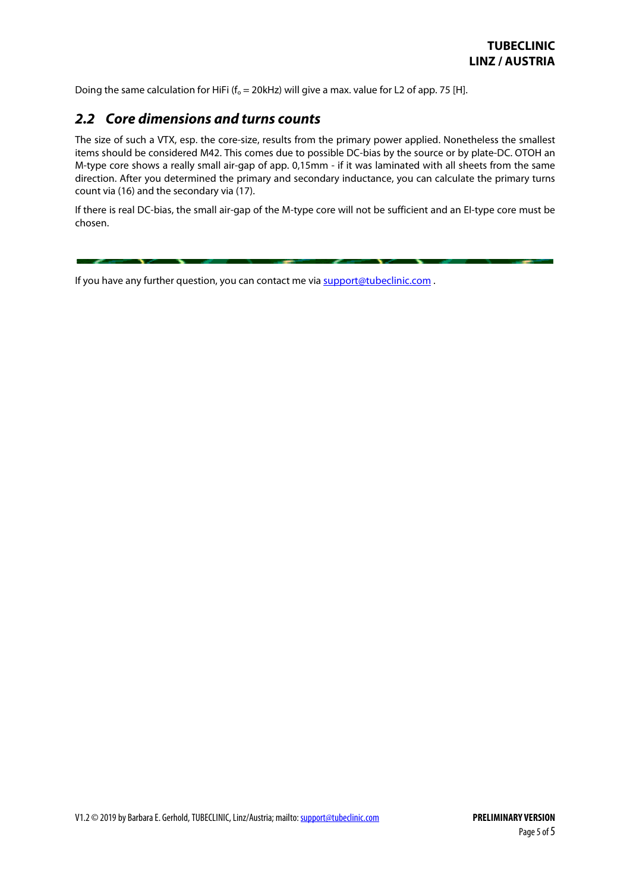Doing the same calculation for HiFi ($f_o$ = 20kHz) will give a max. value for L2 of app. 75 [H].

## *2.2 Core dimensions and turns counts*

The size of such a VTX, esp. the core-size, results from the primary power applied. Nonetheless the smallest items should be considered M42. This comes due to possible DC-bias by the source or by plate-DC. OTOH an M-type core shows a really small air-gap of app. 0,15mm - if it was laminated with all sheets from the same direction. After you determined the primary and secondary inductance, you can calculate the primary turns count via (16) and the secondary via (17).

If there is real DC-bias, the small air-gap of the M-type core will not be sufficient and an EI-type core must be chosen.

---

If you have any further question, you can contact me via support@tubeclinic.com .